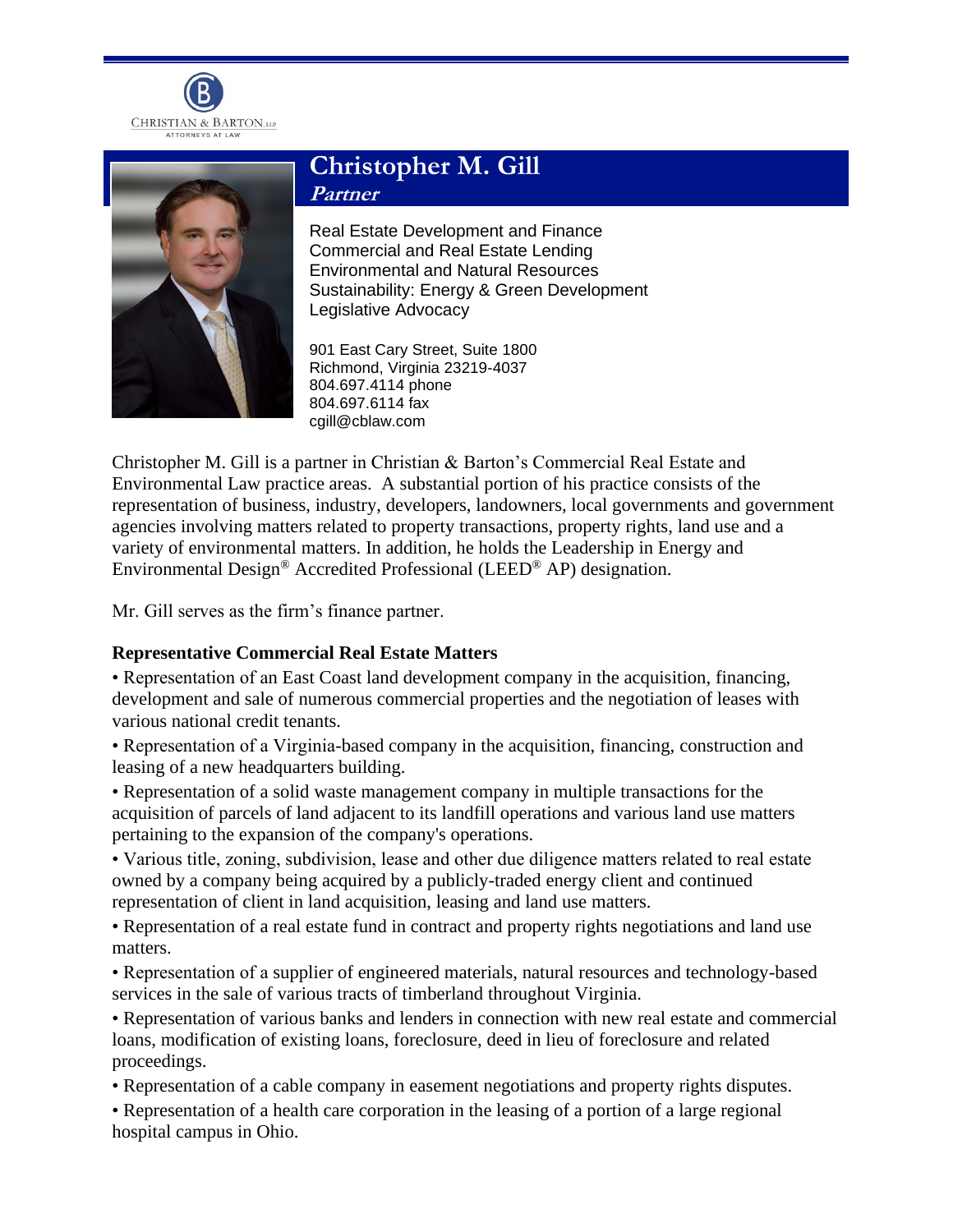CHRISTIAN & BARTON, LLP
ATTORNEYS AT LAW

# Christopher M. Gill

***Partner***

Real Estate Development and Finance
Commercial and Real Estate Lending
Environmental and Natural Resources
Sustainability: Energy & Green Development
Legislative Advocacy

901 East Cary Street, Suite 1800
Richmond, Virginia 23219-4037
804.697.4114 phone
804.697.6114 fax
cgill@cblaw.com

Christopher M. Gill is a partner in Christian & Barton's Commercial Real Estate and Environmental Law practice areas. A substantial portion of his practice consists of the representation of business, industry, developers, landowners, local governments and government agencies involving matters related to property transactions, property rights, land use and a variety of environmental matters. In addition, he holds the Leadership in Energy and Environmental Design® Accredited Professional (LEED® AP) designation.

Mr. Gill serves as the firm's finance partner.

**Representative Commercial Real Estate Matters**

- Representation of an East Coast land development company in the acquisition, financing, development and sale of numerous commercial properties and the negotiation of leases with various national credit tenants.
- Representation of a Virginia-based company in the acquisition, financing, construction and leasing of a new headquarters building.
- Representation of a solid waste management company in multiple transactions for the acquisition of parcels of land adjacent to its landfill operations and various land use matters pertaining to the expansion of the company's operations.
- Various title, zoning, subdivision, lease and other due diligence matters related to real estate owned by a company being acquired by a publicly-traded energy client and continued representation of client in land acquisition, leasing and land use matters.
- Representation of a real estate fund in contract and property rights negotiations and land use matters.
- Representation of a supplier of engineered materials, natural resources and technology-based services in the sale of various tracts of timberland throughout Virginia.
- Representation of various banks and lenders in connection with new real estate and commercial loans, modification of existing loans, foreclosure, deed in lieu of foreclosure and related proceedings.
- Representation of a cable company in easement negotiations and property rights disputes.
- Representation of a health care corporation in the leasing of a portion of a large regional hospital campus in Ohio.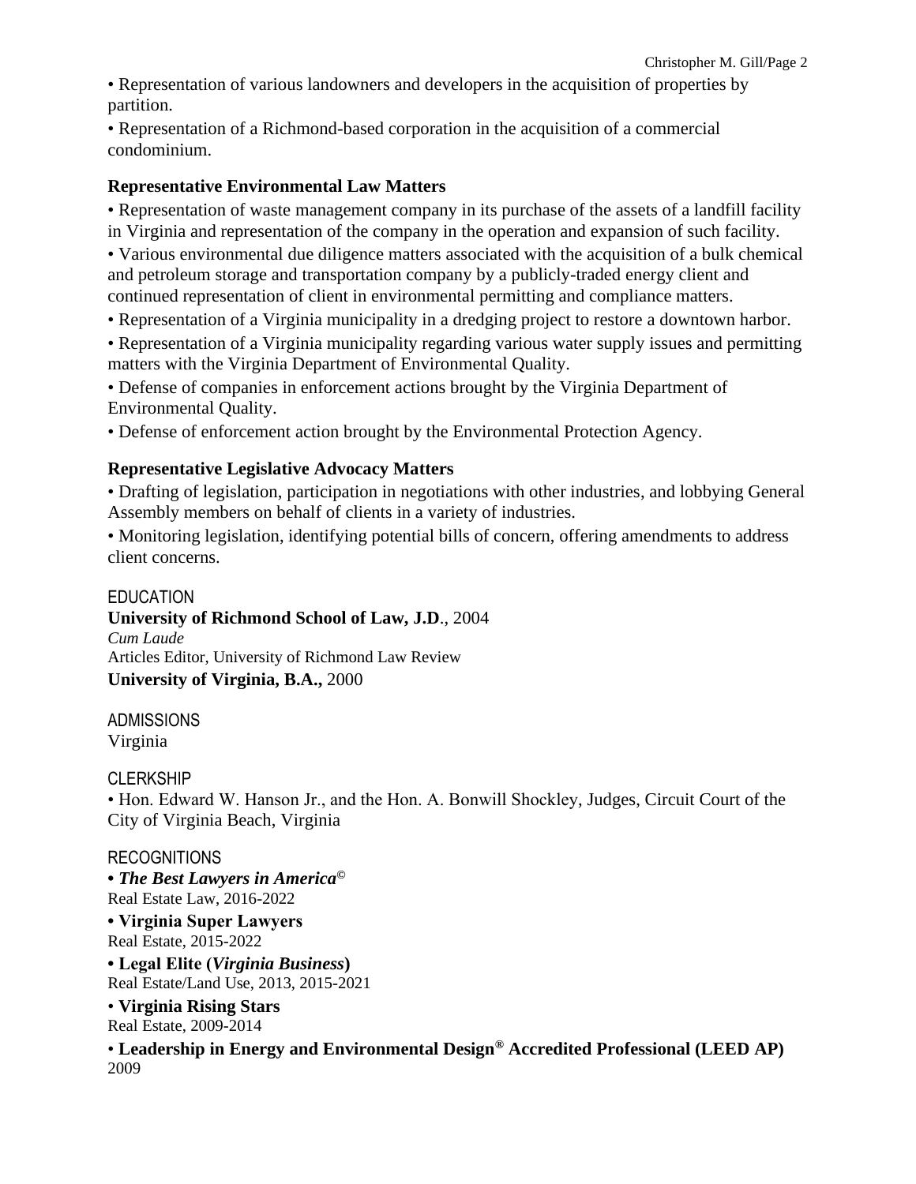• Representation of various landowners and developers in the acquisition of properties by partition.

• Representation of a Richmond-based corporation in the acquisition of a commercial condominium.

### Representative Environmental Law Matters

• Representation of waste management company in its purchase of the assets of a landfill facility in Virginia and representation of the company in the operation and expansion of such facility.

• Various environmental due diligence matters associated with the acquisition of a bulk chemical and petroleum storage and transportation company by a publicly-traded energy client and continued representation of client in environmental permitting and compliance matters.

• Representation of a Virginia municipality in a dredging project to restore a downtown harbor.

• Representation of a Virginia municipality regarding various water supply issues and permitting matters with the Virginia Department of Environmental Quality.

• Defense of companies in enforcement actions brought by the Virginia Department of Environmental Quality.

• Defense of enforcement action brought by the Environmental Protection Agency.

### Representative Legislative Advocacy Matters

• Drafting of legislation, participation in negotiations with other industries, and lobbying General Assembly members on behalf of clients in a variety of industries.

• Monitoring legislation, identifying potential bills of concern, offering amendments to address client concerns.

## EDUCATION

**University of Richmond School of Law, J.D**., 2004
*Cum Laude*
Articles Editor, University of Richmond Law Review

**University of Virginia, B.A.,** 2000

## ADMISSIONS

Virginia

## CLERKSHIP

• Hon. Edward W. Hanson Jr., and the Hon. A. Bonwill Shockley, Judges, Circuit Court of the City of Virginia Beach, Virginia

## RECOGNITIONS

**• *The Best Lawyers in America*©**
Real Estate Law, 2016-2022

**• Virginia Super Lawyers**
Real Estate, 2015-2022

**• Legal Elite (*Virginia Business*)**
Real Estate/Land Use, 2013, 2015-2021

• **Virginia Rising Stars**
Real Estate, 2009-2014

• **Leadership in Energy and Environmental Design® Accredited Professional (LEED AP)**
2009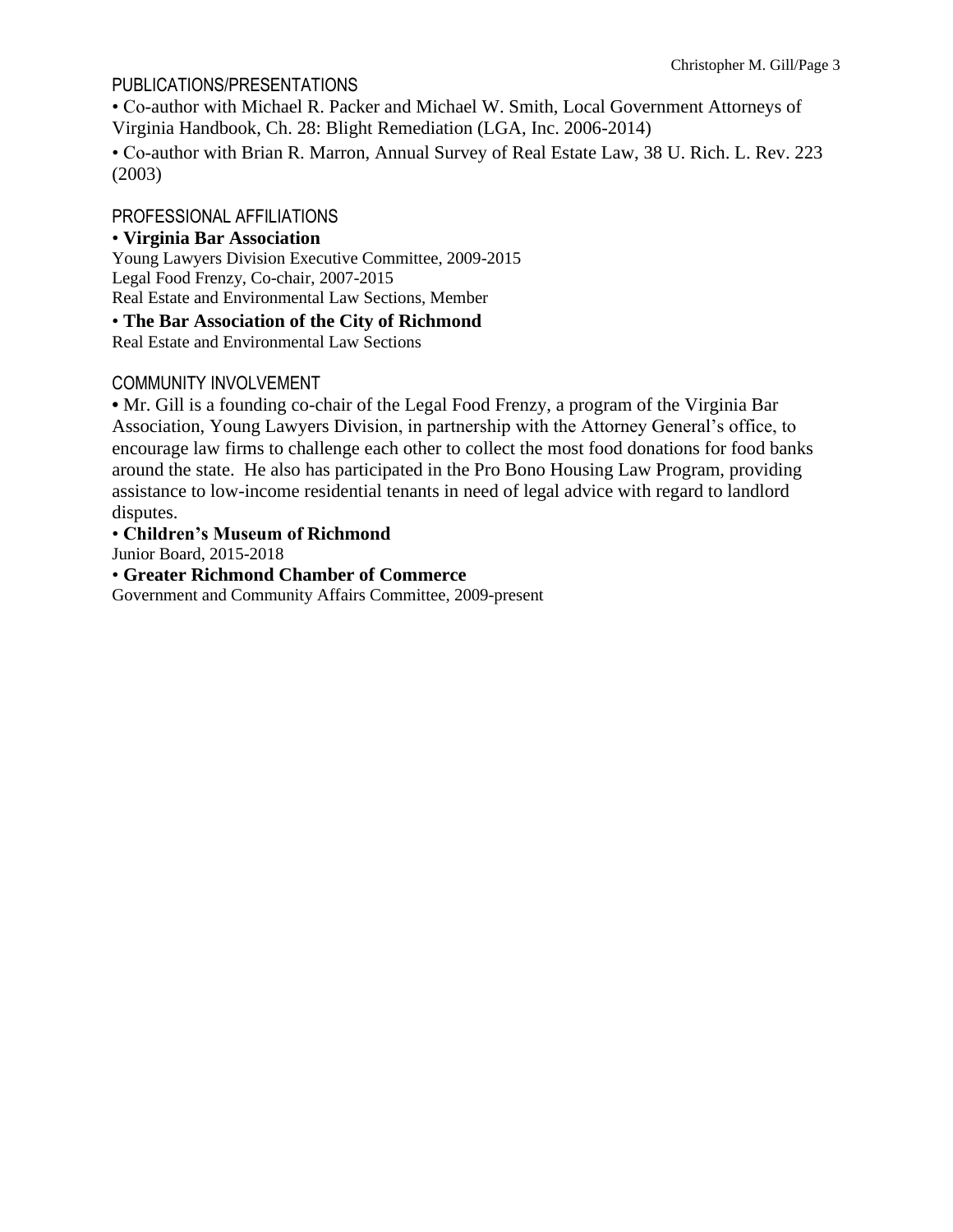## PUBLICATIONS/PRESENTATIONS

• Co-author with Michael R. Packer and Michael W. Smith, Local Government Attorneys of Virginia Handbook, Ch. 28: Blight Remediation (LGA, Inc. 2006-2014)

• Co-author with Brian R. Marron, Annual Survey of Real Estate Law, 38 U. Rich. L. Rev. 223 (2003)

## PROFESSIONAL AFFILIATIONS

• **Virginia Bar Association**
Young Lawyers Division Executive Committee, 2009-2015
Legal Food Frenzy, Co-chair, 2007-2015
Real Estate and Environmental Law Sections, Member

• **The Bar Association of the City of Richmond**
Real Estate and Environmental Law Sections

## COMMUNITY INVOLVEMENT

• Mr. Gill is a founding co-chair of the Legal Food Frenzy, a program of the Virginia Bar Association, Young Lawyers Division, in partnership with the Attorney General's office, to encourage law firms to challenge each other to collect the most food donations for food banks around the state. He also has participated in the Pro Bono Housing Law Program, providing assistance to low-income residential tenants in need of legal advice with regard to landlord disputes.

• **Children's Museum of Richmond**
Junior Board, 2015-2018

• **Greater Richmond Chamber of Commerce**
Government and Community Affairs Committee, 2009-present